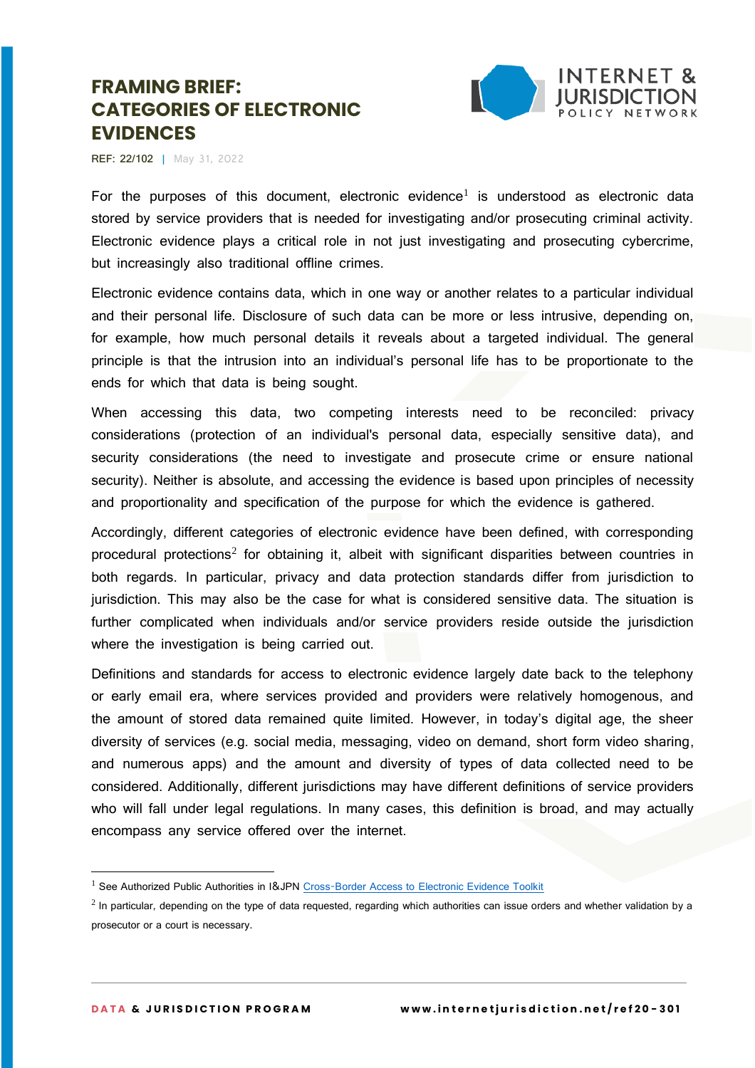# FRAMING BRIEF: CATEGORIES OF ELECTRONIC EVIDENCES

REF: 22/102 | May 31, 2022

For the purposes of this document, electronic evidence[1] is understood as electronic data stored by service providers that is needed for investigating and/or prosecuting criminal activity. Electronic evidence plays a critical role in not just investigating and prosecuting cybercrime, but increasingly also traditional offline crimes.

Electronic evidence contains data, which in one way or another relates to a particular individual and their personal life. Disclosure of such data can be more or less intrusive, depending on, for example, how much personal details it reveals about a targeted individual. The general principle is that the intrusion into an individual's personal life has to be proportionate to the ends for which that data is being sought.

When accessing this data, two competing interests need to be reconciled: privacy considerations (protection of an individual's personal data, especially sensitive data), and security considerations (the need to investigate and prosecute crime or ensure national security). Neither is absolute, and accessing the evidence is based upon principles of necessity and proportionality and specification of the purpose for which the evidence is gathered.

Accordingly, different categories of electronic evidence have been defined, with corresponding procedural protections[2] for obtaining it, albeit with significant disparities between countries in both regards. In particular, privacy and data protection standards differ from jurisdiction to jurisdiction. This may also be the case for what is considered sensitive data. The situation is further complicated when individuals and/or service providers reside outside the jurisdiction where the investigation is being carried out.

Definitions and standards for access to electronic evidence largely date back to the telephony or early email era, where services provided and providers were relatively homogenous, and the amount of stored data remained quite limited. However, in today's digital age, the sheer diversity of services (e.g. social media, messaging, video on demand, short form video sharing, and numerous apps) and the amount and diversity of types of data collected need to be considered. Additionally, different jurisdictions may have different definitions of service providers who will fall under legal regulations. In many cases, this definition is broad, and may actually encompass any service offered over the internet.

---

[1] See Authorized Public Authorities in I&JPN Cross-Border Access to Electronic Evidence Toolkit

[2] In particular, depending on the type of data requested, regarding which authorities can issue orders and whether validation by a prosecutor or a court is necessary.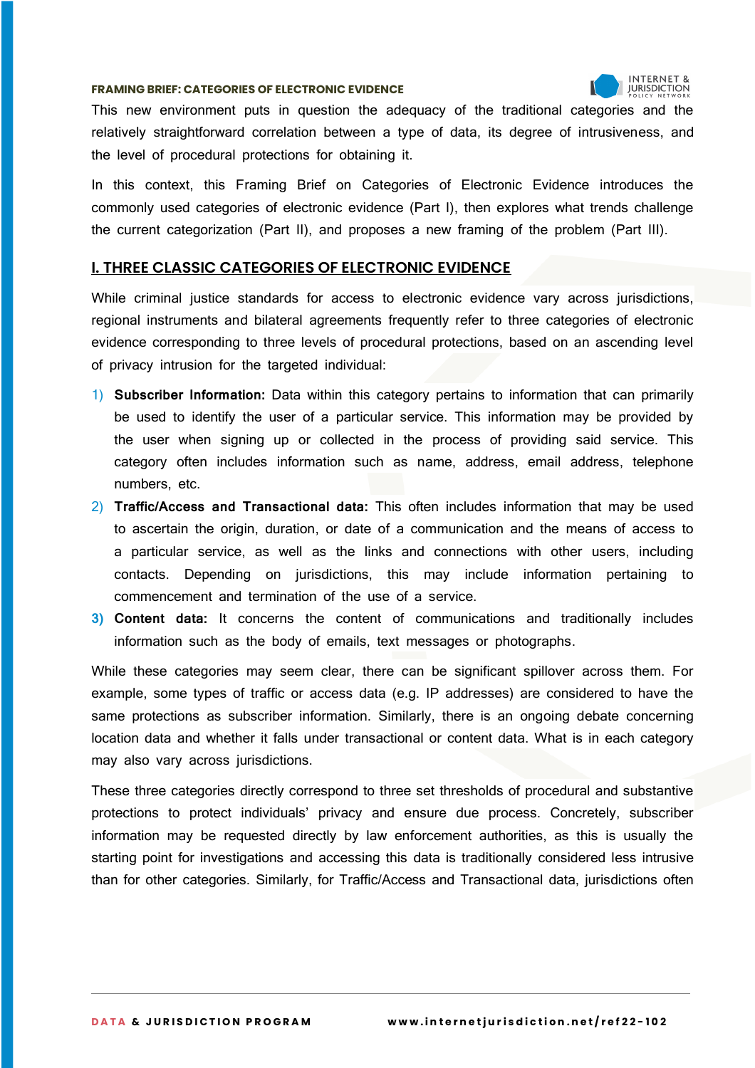This new environment puts in question the adequacy of the traditional categories and the relatively straightforward correlation between a type of data, its degree of intrusiveness, and the level of procedural protections for obtaining it.

In this context, this Framing Brief on Categories of Electronic Evidence introduces the commonly used categories of electronic evidence (Part I), then explores what trends challenge the current categorization (Part II), and proposes a new framing of the problem (Part III).

## I. THREE CLASSIC CATEGORIES OF ELECTRONIC EVIDENCE

While criminal justice standards for access to electronic evidence vary across jurisdictions, regional instruments and bilateral agreements frequently refer to three categories of electronic evidence corresponding to three levels of procedural protections, based on an ascending level of privacy intrusion for the targeted individual:

1) **Subscriber Information:** Data within this category pertains to information that can primarily be used to identify the user of a particular service. This information may be provided by the user when signing up or collected in the process of providing said service. This category often includes information such as name, address, email address, telephone numbers, etc.
2) **Traffic/Access and Transactional data:** This often includes information that may be used to ascertain the origin, duration, or date of a communication and the means of access to a particular service, as well as the links and connections with other users, including contacts. Depending on jurisdictions, this may include information pertaining to commencement and termination of the use of a service.
3) **Content data:** It concerns the content of communications and traditionally includes information such as the body of emails, text messages or photographs.

While these categories may seem clear, there can be significant spillover across them. For example, some types of traffic or access data (e.g. IP addresses) are considered to have the same protections as subscriber information. Similarly, there is an ongoing debate concerning location data and whether it falls under transactional or content data. What is in each category may also vary across jurisdictions.

These three categories directly correspond to three set thresholds of procedural and substantive protections to protect individuals' privacy and ensure due process. Concretely, subscriber information may be requested directly by law enforcement authorities, as this is usually the starting point for investigations and accessing this data is traditionally considered less intrusive than for other categories. Similarly, for Traffic/Access and Transactional data, jurisdictions often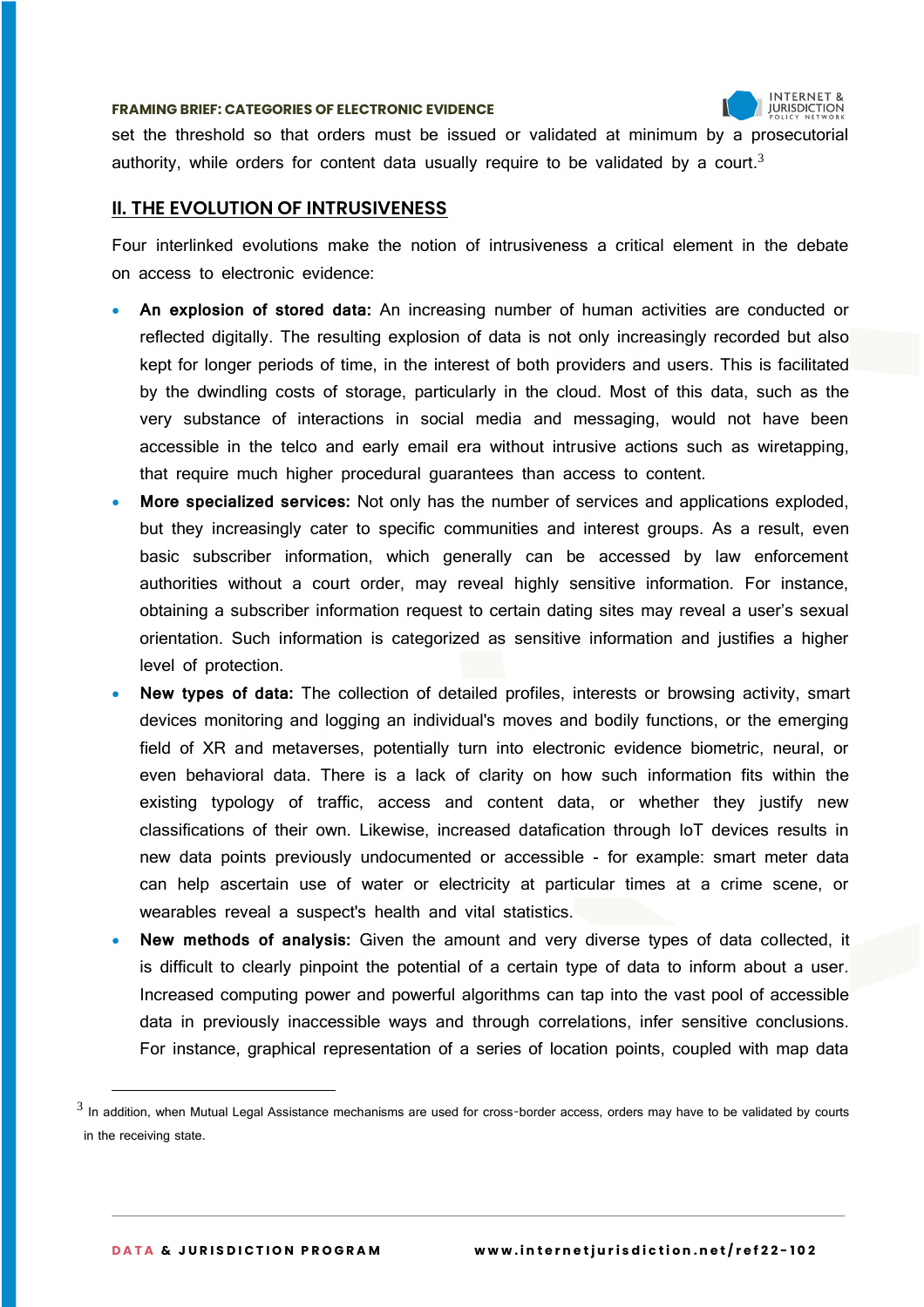set the threshold so that orders must be issued or validated at minimum by a prosecutorial authority, while orders for content data usually require to be validated by a court.[3]

## II. THE EVOLUTION OF INTRUSIVENESS

Four interlinked evolutions make the notion of intrusiveness a critical element in the debate on access to electronic evidence:

- **An explosion of stored data:** An increasing number of human activities are conducted or reflected digitally. The resulting explosion of data is not only increasingly recorded but also kept for longer periods of time, in the interest of both providers and users. This is facilitated by the dwindling costs of storage, particularly in the cloud. Most of this data, such as the very substance of interactions in social media and messaging, would not have been accessible in the telco and early email era without intrusive actions such as wiretapping, that require much higher procedural guarantees than access to content.
- **More specialized services:** Not only has the number of services and applications exploded, but they increasingly cater to specific communities and interest groups. As a result, even basic subscriber information, which generally can be accessed by law enforcement authorities without a court order, may reveal highly sensitive information. For instance, obtaining a subscriber information request to certain dating sites may reveal a user's sexual orientation. Such information is categorized as sensitive information and justifies a higher level of protection.
- **New types of data:** The collection of detailed profiles, interests or browsing activity, smart devices monitoring and logging an individual's moves and bodily functions, or the emerging field of XR and metaverses, potentially turn into electronic evidence biometric, neural, or even behavioral data. There is a lack of clarity on how such information fits within the existing typology of traffic, access and content data, or whether they justify new classifications of their own. Likewise, increased datafication through IoT devices results in new data points previously undocumented or accessible - for example: smart meter data can help ascertain use of water or electricity at particular times at a crime scene, or wearables reveal a suspect's health and vital statistics.
- **New methods of analysis:** Given the amount and very diverse types of data collected, it is difficult to clearly pinpoint the potential of a certain type of data to inform about a user. Increased computing power and powerful algorithms can tap into the vast pool of accessible data in previously inaccessible ways and through correlations, infer sensitive conclusions. For instance, graphical representation of a series of location points, coupled with map data

[3] In addition, when Mutual Legal Assistance mechanisms are used for cross-border access, orders may have to be validated by courts in the receiving state.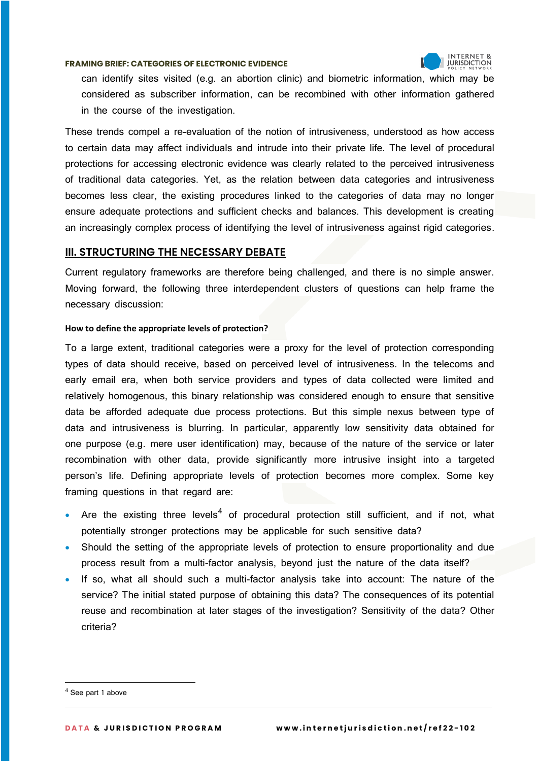can identify sites visited (e.g. an abortion clinic) and biometric information, which may be considered as subscriber information, can be recombined with other information gathered in the course of the investigation.

These trends compel a re-evaluation of the notion of intrusiveness, understood as how access to certain data may affect individuals and intrude into their private life. The level of procedural protections for accessing electronic evidence was clearly related to the perceived intrusiveness of traditional data categories. Yet, as the relation between data categories and intrusiveness becomes less clear, the existing procedures linked to the categories of data may no longer ensure adequate protections and sufficient checks and balances. This development is creating an increasingly complex process of identifying the level of intrusiveness against rigid categories.

## III. STRUCTURING THE NECESSARY DEBATE

Current regulatory frameworks are therefore being challenged, and there is no simple answer. Moving forward, the following three interdependent clusters of questions can help frame the necessary discussion:

#### How to define the appropriate levels of protection?

To a large extent, traditional categories were a proxy for the level of protection corresponding types of data should receive, based on perceived level of intrusiveness. In the telecoms and early email era, when both service providers and types of data collected were limited and relatively homogenous, this binary relationship was considered enough to ensure that sensitive data be afforded adequate due process protections. But this simple nexus between type of data and intrusiveness is blurring. In particular, apparently low sensitivity data obtained for one purpose (e.g. mere user identification) may, because of the nature of the service or later recombination with other data, provide significantly more intrusive insight into a targeted person's life. Defining appropriate levels of protection becomes more complex. Some key framing questions in that regard are:

- Are the existing three levels[4] of procedural protection still sufficient, and if not, what potentially stronger protections may be applicable for such sensitive data?
- Should the setting of the appropriate levels of protection to ensure proportionality and due process result from a multi-factor analysis, beyond just the nature of the data itself?
- If so, what all should such a multi-factor analysis take into account: The nature of the service? The initial stated purpose of obtaining this data? The consequences of its potential reuse and recombination at later stages of the investigation? Sensitivity of the data? Other criteria?

---

[4] See part 1 above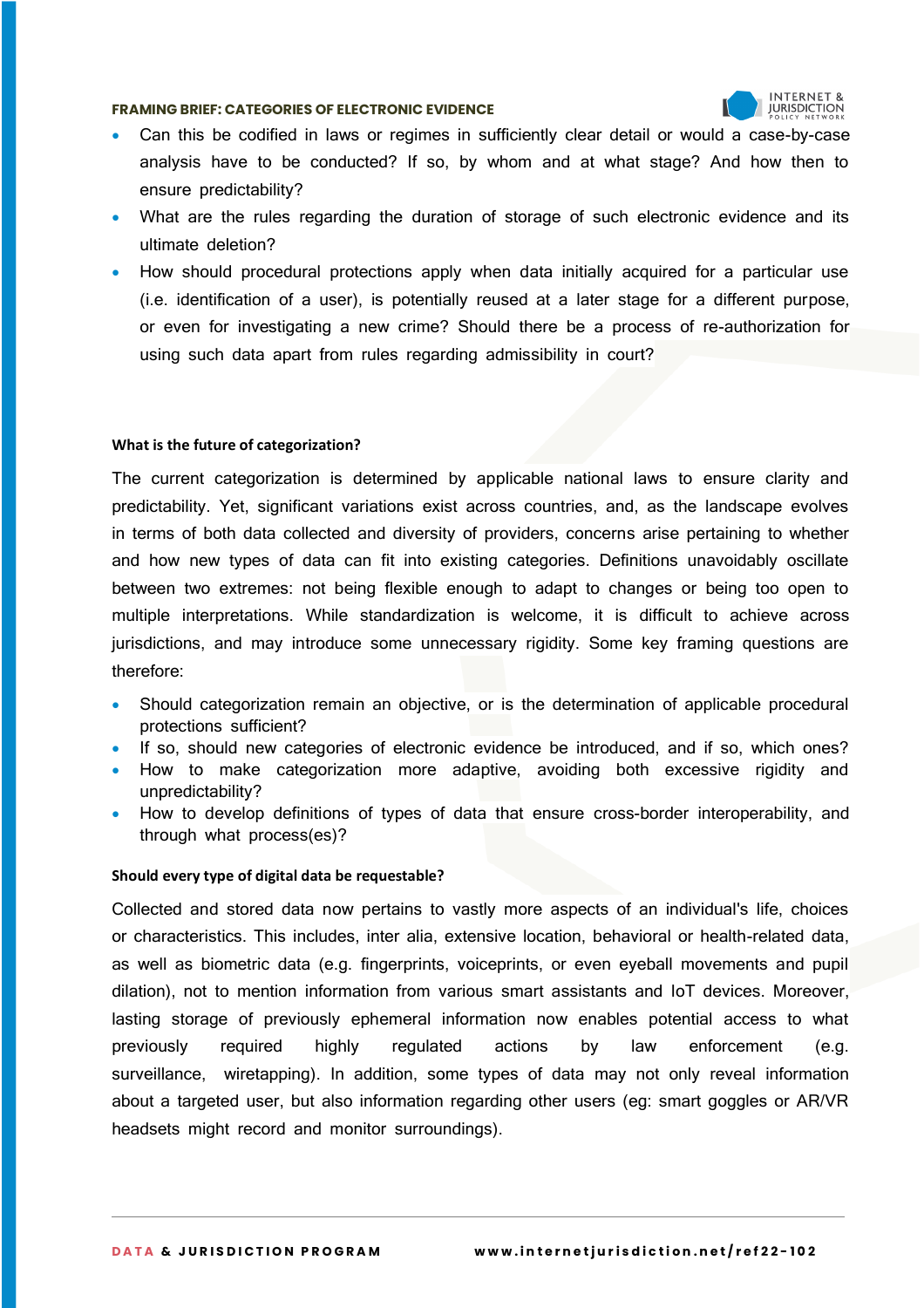- Can this be codified in laws or regimes in sufficiently clear detail or would a case-by-case analysis have to be conducted? If so, by whom and at what stage? And how then to ensure predictability?
- What are the rules regarding the duration of storage of such electronic evidence and its ultimate deletion?
- How should procedural protections apply when data initially acquired for a particular use (i.e. identification of a user), is potentially reused at a later stage for a different purpose, or even for investigating a new crime? Should there be a process of re-authorization for using such data apart from rules regarding admissibility in court?

### What is the future of categorization?

The current categorization is determined by applicable national laws to ensure clarity and predictability. Yet, significant variations exist across countries, and, as the landscape evolves in terms of both data collected and diversity of providers, concerns arise pertaining to whether and how new types of data can fit into existing categories. Definitions unavoidably oscillate between two extremes: not being flexible enough to adapt to changes or being too open to multiple interpretations. While standardization is welcome, it is difficult to achieve across jurisdictions, and may introduce some unnecessary rigidity. Some key framing questions are therefore:

- Should categorization remain an objective, or is the determination of applicable procedural protections sufficient?
- If so, should new categories of electronic evidence be introduced, and if so, which ones?
- How to make categorization more adaptive, avoiding both excessive rigidity and unpredictability?
- How to develop definitions of types of data that ensure cross-border interoperability, and through what process(es)?

### Should every type of digital data be requestable?

Collected and stored data now pertains to vastly more aspects of an individual's life, choices or characteristics. This includes, inter alia, extensive location, behavioral or health-related data, as well as biometric data (e.g. fingerprints, voiceprints, or even eyeball movements and pupil dilation), not to mention information from various smart assistants and IoT devices. Moreover, lasting storage of previously ephemeral information now enables potential access to what previously required highly regulated actions by law enforcement (e.g. surveillance, wiretapping). In addition, some types of data may not only reveal information about a targeted user, but also information regarding other users (eg: smart goggles or AR/VR headsets might record and monitor surroundings).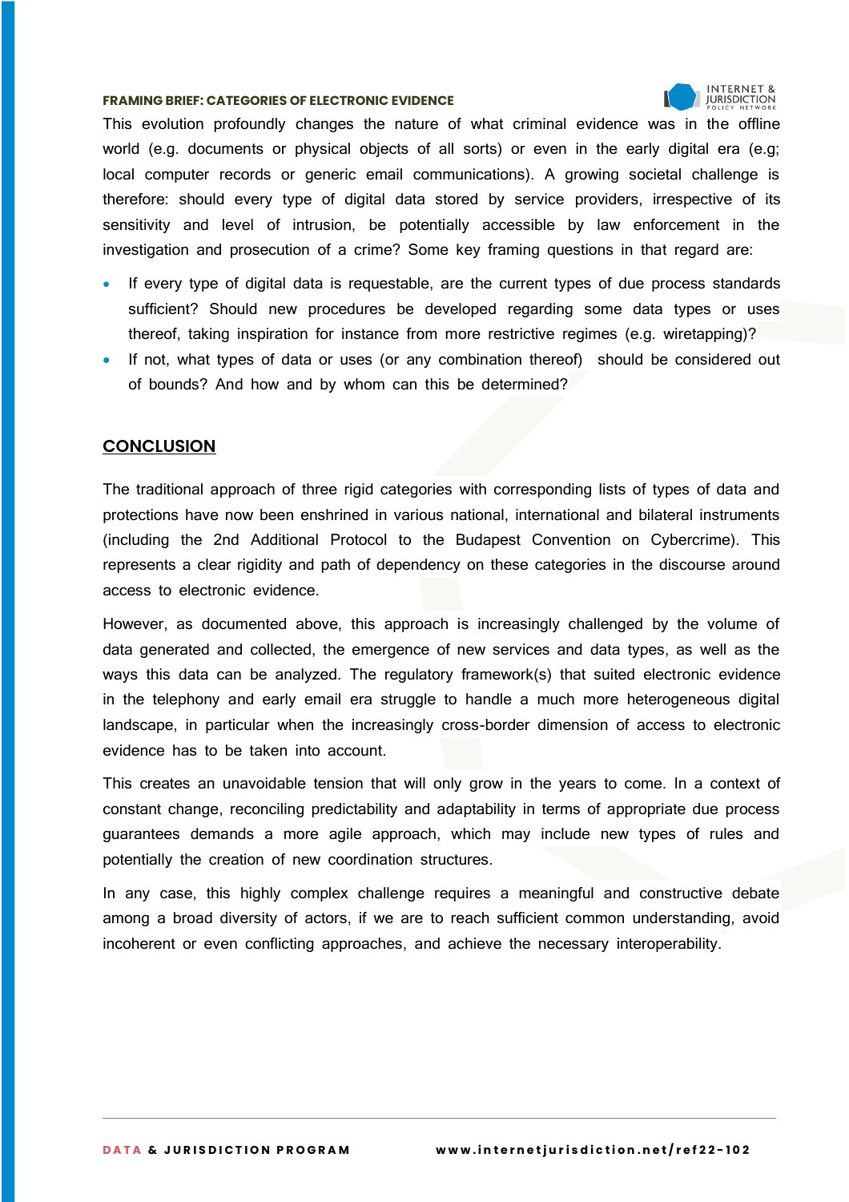This evolution profoundly changes the nature of what criminal evidence was in the offline world (e.g. documents or physical objects of all sorts) or even in the early digital era (e.g; local computer records or generic email communications). A growing societal challenge is therefore: should every type of digital data stored by service providers, irrespective of its sensitivity and level of intrusion, be potentially accessible by law enforcement in the investigation and prosecution of a crime? Some key framing questions in that regard are:

- If every type of digital data is requestable, are the current types of due process standards sufficient? Should new procedures be developed regarding some data types or uses thereof, taking inspiration for instance from more restrictive regimes (e.g. wiretapping)?
- If not, what types of data or uses (or any combination thereof) should be considered out of bounds? And how and by whom can this be determined?

## CONCLUSION

The traditional approach of three rigid categories with corresponding lists of types of data and protections have now been enshrined in various national, international and bilateral instruments (including the 2nd Additional Protocol to the Budapest Convention on Cybercrime). This represents a clear rigidity and path of dependency on these categories in the discourse around access to electronic evidence.

However, as documented above, this approach is increasingly challenged by the volume of data generated and collected, the emergence of new services and data types, as well as the ways this data can be analyzed. The regulatory framework(s) that suited electronic evidence in the telephony and early email era struggle to handle a much more heterogeneous digital landscape, in particular when the increasingly cross-border dimension of access to electronic evidence has to be taken into account.

This creates an unavoidable tension that will only grow in the years to come. In a context of constant change, reconciling predictability and adaptability in terms of appropriate due process guarantees demands a more agile approach, which may include new types of rules and potentially the creation of new coordination structures.

In any case, this highly complex challenge requires a meaningful and constructive debate among a broad diversity of actors, if we are to reach sufficient common understanding, avoid incoherent or even conflicting approaches, and achieve the necessary interoperability.